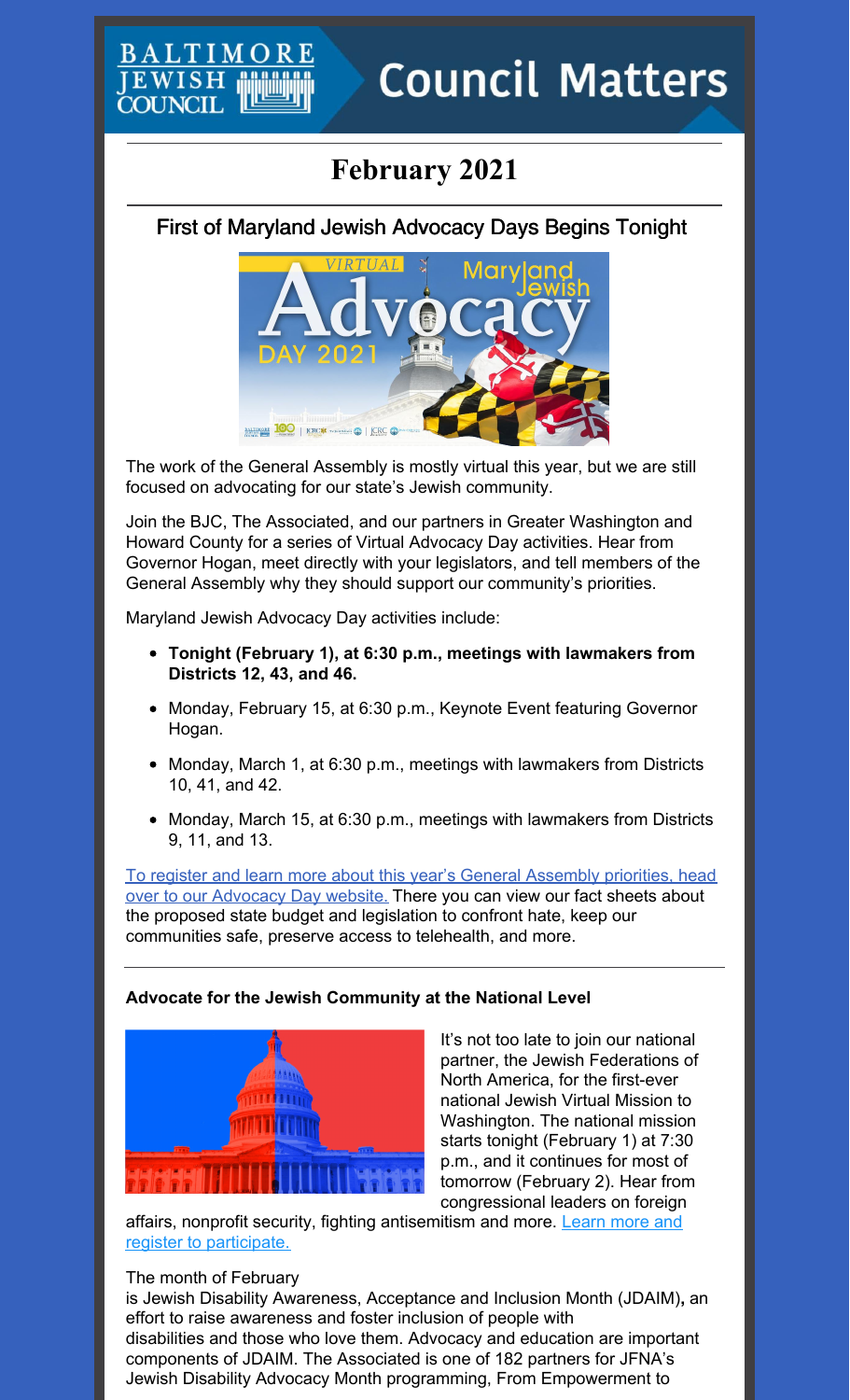# Council Matters

## February 2021

### First of Maryland Jewish Advocacy Days Begins Tonight

The work of the General Assembly is mostly virtual this year, but we are still focused on advocating for our state's Jewish community.

Join the BJC, The Associated, and our partners in Greater Washington and Howard County for a series of Virtual Advocacy Day activities. Hear from Governor Hogan, meet directly with your legislators, and tell members of the General Assembly why they should support our community's priorities.

Maryland Jewish Advocacy Day activities include:

- **Tonight (February 1), at 6:30 p.m., meetings with lawmakers from Districts 12, 43, and 46.**
- Monday, February 15, at 6:30 p.m., Keynote Event featuring Governor Hogan.
- Monday, March 1, at 6:30 p.m., meetings with lawmakers from Districts 10, 41, and 42.
- Monday, March 15, at 6:30 p.m., meetings with lawmakers from Districts 9, 11, and 13.

To register and learn more about this year's General Assembly priorities, head over to our Advocacy Day website. There you can view our fact sheets about the proposed state budget and legislation to confront hate, keep our communities safe, preserve access to telehealth, and more.

---

**Advocate for the Jewish Community at the National Level**

It's not too late to join our national partner, the Jewish Federations of North America, for the first-ever national Jewish Virtual Mission to Washington. The national mission starts tonight (February 1) at 7:30 p.m., and it continues for most of tomorrow (February 2). Hear from congressional leaders on foreign affairs, nonprofit security, fighting antisemitism and more. Learn more and register to participate.

The month of February is Jewish Disability Awareness, Acceptance and Inclusion Month (JDAIM), an effort to raise awareness and foster inclusion of people with disabilities and those who love them. Advocacy and education are important components of JDAIM. The Associated is one of 182 partners for JFNA's Jewish Disability Advocacy Month programming, From Empowerment to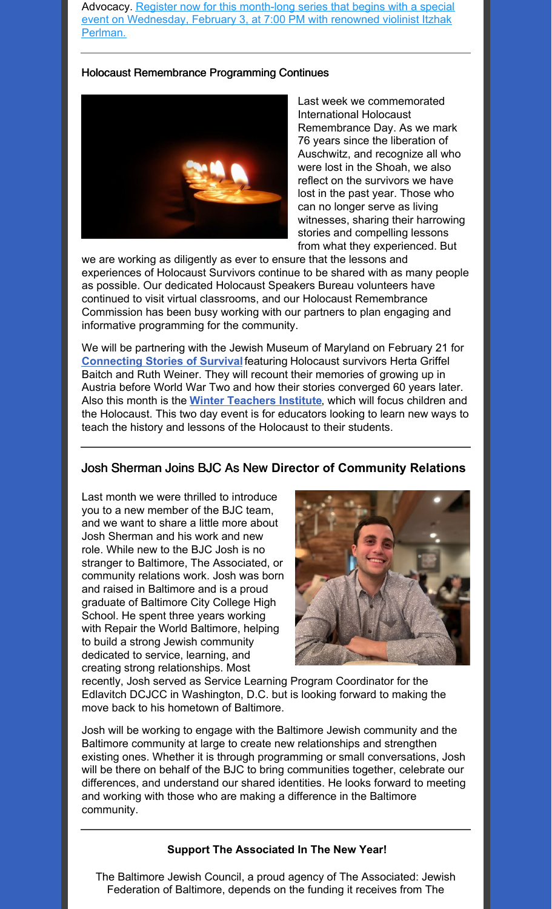Advocacy. Register now for this month-long series that begins with a special event on Wednesday, February 3, at 7:00 PM with renowned violinist Itzhak Perlman.

### Holocaust Remembrance Programming Continues

Last week we commemorated International Holocaust Remembrance Day. As we mark 76 years since the liberation of Auschwitz, and recognize all who were lost in the Shoah, we also reflect on the survivors we have lost in the past year. Those who can no longer serve as living witnesses, sharing their harrowing stories and compelling lessons from what they experienced. But we are working as diligently as ever to ensure that the lessons and experiences of Holocaust Survivors continue to be shared with as many people as possible. Our dedicated Holocaust Speakers Bureau volunteers have continued to visit virtual classrooms, and our Holocaust Remembrance Commission has been busy working with our partners to plan engaging and informative programming for the community.

We will be partnering with the Jewish Museum of Maryland on February 21 for **Connecting Stories of Survival** featuring Holocaust survivors Herta Griffel Baitch and Ruth Weiner. They will recount their memories of growing up in Austria before World War Two and how their stories converged 60 years later. Also this month is the **Winter Teachers Institute**, which will focus children and the Holocaust. This two day event is for educators looking to learn new ways to teach the history and lessons of the Holocaust to their students.

### Josh Sherman Joins BJC As New **Director of Community Relations**

Last month we were thrilled to introduce you to a new member of the BJC team, and we want to share a little more about Josh Sherman and his work and new role. While new to the BJC Josh is no stranger to Baltimore, The Associated, or community relations work. Josh was born and raised in Baltimore and is a proud graduate of Baltimore City College High School. He spent three years working with Repair the World Baltimore, helping to build a strong Jewish community dedicated to service, learning, and creating strong relationships. Most recently, Josh served as Service Learning Program Coordinator for the Edlavitch DCJCC in Washington, D.C. but is looking forward to making the move back to his hometown of Baltimore.

Josh will be working to engage with the Baltimore Jewish community and the Baltimore community at large to create new relationships and strengthen existing ones. Whether it is through programming or small conversations, Josh will be there on behalf of the BJC to bring communities together, celebrate our differences, and understand our shared identities. He looks forward to meeting and working with those who are making a difference in the Baltimore community.

**Support The Associated In The New Year!**

The Baltimore Jewish Council, a proud agency of The Associated: Jewish Federation of Baltimore, depends on the funding it receives from The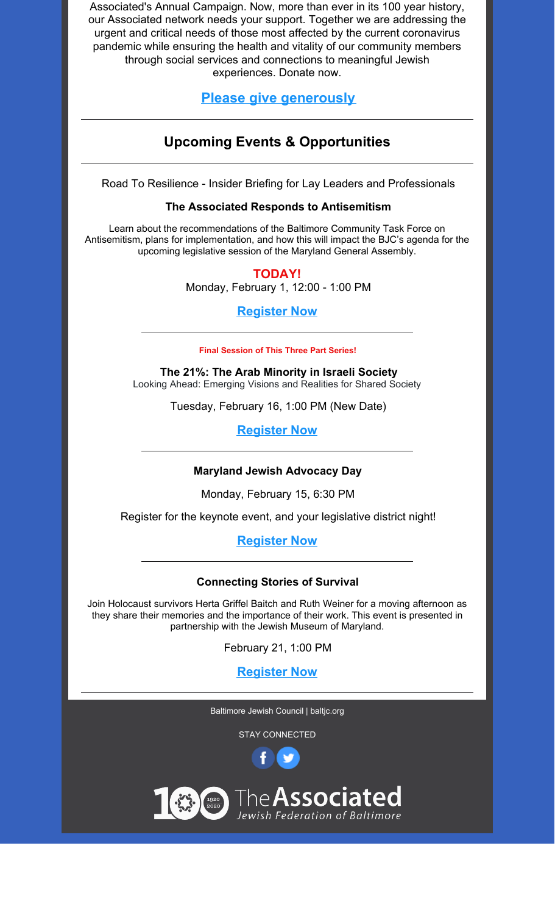Associated's Annual Campaign. Now, more than ever in its 100 year history, our Associated network needs your support. Together we are addressing the urgent and critical needs of those most affected by the current coronavirus pandemic while ensuring the health and vitality of our community members through social services and connections to meaningful Jewish experiences. Donate now.

**Please give generously**

---

## Upcoming Events & Opportunities

---

Road To Resilience - Insider Briefing for Lay Leaders and Professionals

**The Associated Responds to Antisemitism**

Learn about the recommendations of the Baltimore Community Task Force on Antisemitism, plans for implementation, and how this will impact the BJC's agenda for the upcoming legislative session of the Maryland General Assembly.

**TODAY!**

Monday, February 1, 12:00 - 1:00 PM

**Register Now**

---

**Final Session of This Three Part Series!**

**The 21%: The Arab Minority in Israeli Society**

Looking Ahead: Emerging Visions and Realities for Shared Society

Tuesday, February 16, 1:00 PM (New Date)

**Register Now**

---

**Maryland Jewish Advocacy Day**

Monday, February 15, 6:30 PM

Register for the keynote event, and your legislative district night!

**Register Now**

---

**Connecting Stories of Survival**

Join Holocaust survivors Herta Griffel Baitch and Ruth Weiner for a moving afternoon as they share their memories and the importance of their work. This event is presented in partnership with the Jewish Museum of Maryland.

February 21, 1:00 PM

**Register Now**

---

Baltimore Jewish Council | baltjc.org

STAY CONNECTED

100 1920 2020 The Associated Jewish Federation of Baltimore